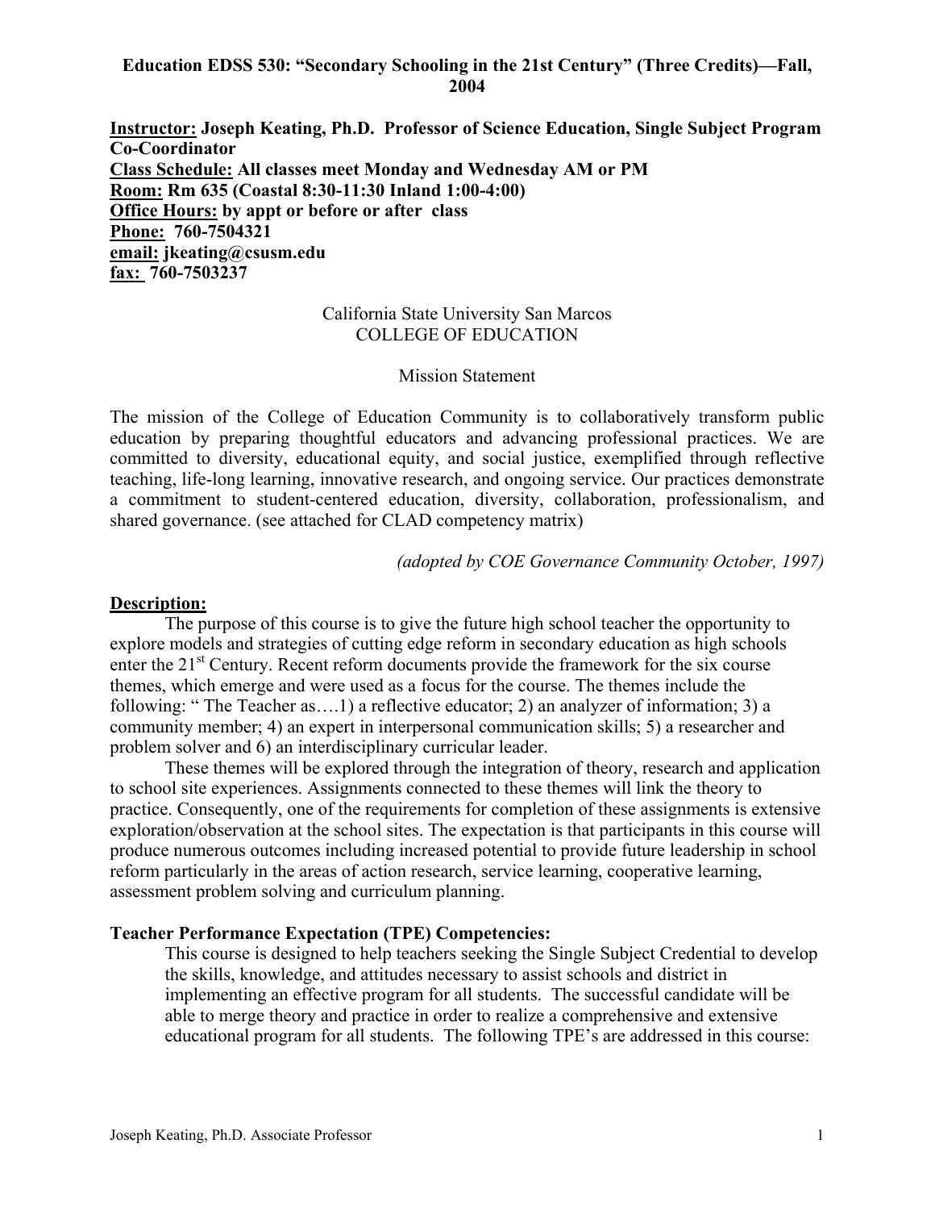**Education EDSS 530: "Secondary Schooling in the 21st Century" (Three Credits)—Fall, 2004**

**Instructor:** **Joseph Keating, Ph.D. Professor of Science Education, Single Subject Program Co-Coordinator**
**Class Schedule:** **All classes meet Monday and Wednesday AM or PM**
**Room:** **Rm 635 (Coastal 8:30-11:30 Inland 1:00-4:00)**
**Office Hours:** **by appt or before or after class**
**Phone:** **760-7504321**
**email:** **jkeating@csusm.edu**
**fax:** **760-7503237**

California State University San Marcos
COLLEGE OF EDUCATION

Mission Statement

The mission of the College of Education Community is to collaboratively transform public education by preparing thoughtful educators and advancing professional practices. We are committed to diversity, educational equity, and social justice, exemplified through reflective teaching, life-long learning, innovative research, and ongoing service. Our practices demonstrate a commitment to student-centered education, diversity, collaboration, professionalism, and shared governance. (see attached for CLAD competency matrix)

*(adopted by COE Governance Community October, 1997)*

**Description:**

The purpose of this course is to give the future high school teacher the opportunity to explore models and strategies of cutting edge reform in secondary education as high schools enter the 21st Century. Recent reform documents provide the framework for the six course themes, which emerge and were used as a focus for the course. The themes include the following: " The Teacher as….1) a reflective educator; 2) an analyzer of information; 3) a community member; 4) an expert in interpersonal communication skills; 5) a researcher and problem solver and 6) an interdisciplinary curricular leader.

These themes will be explored through the integration of theory, research and application to school site experiences. Assignments connected to these themes will link the theory to practice. Consequently, one of the requirements for completion of these assignments is extensive exploration/observation at the school sites. The expectation is that participants in this course will produce numerous outcomes including increased potential to provide future leadership in school reform particularly in the areas of action research, service learning, cooperative learning, assessment problem solving and curriculum planning.

**Teacher Performance Expectation (TPE) Competencies:**

This course is designed to help teachers seeking the Single Subject Credential to develop the skills, knowledge, and attitudes necessary to assist schools and district in implementing an effective program for all students. The successful candidate will be able to merge theory and practice in order to realize a comprehensive and extensive educational program for all students. The following TPE's are addressed in this course: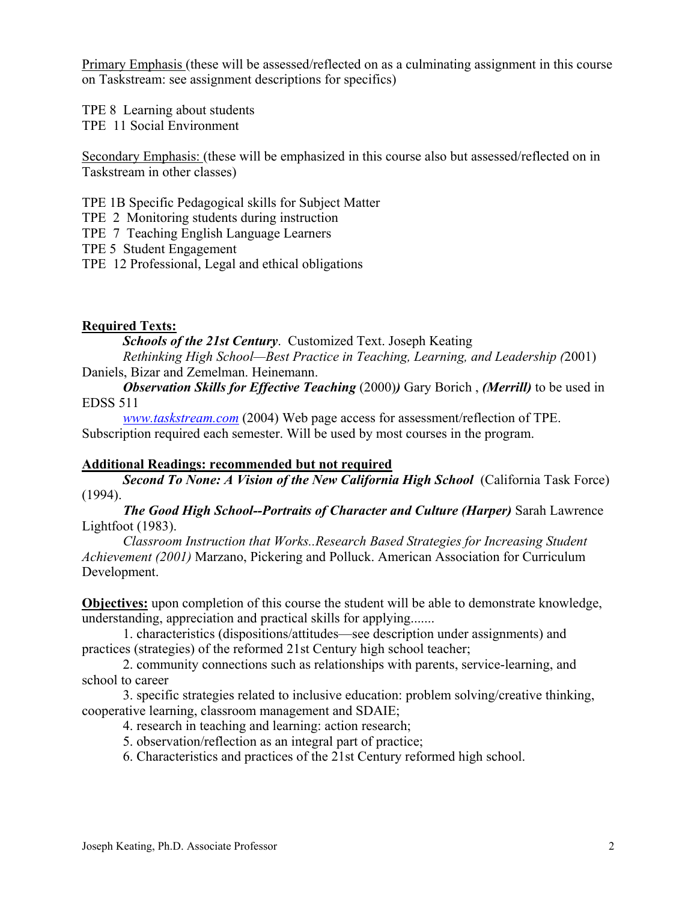Primary Emphasis (these will be assessed/reflected on as a culminating assignment in this course on Taskstream: see assignment descriptions for specifics)

TPE 8 Learning about students
TPE 11 Social Environment

Secondary Emphasis: (these will be emphasized in this course also but assessed/reflected on in Taskstream in other classes)

TPE 1B Specific Pedagogical skills for Subject Matter
TPE 2 Monitoring students during instruction
TPE 7 Teaching English Language Learners
TPE 5 Student Engagement
TPE 12 Professional, Legal and ethical obligations

**Required Texts:**

***Schools of the 21st Century***. Customized Text. Joseph Keating

*Rethinking High School—Best Practice in Teaching, Learning, and Leadership (*2001) Daniels, Bizar and Zemelman. Heinemann.

***Observation Skills for Effective Teaching*** (2000)***)*** Gary Borich , ***(Merrill)*** to be used in EDSS 511

*www.taskstream.com* (2004) Web page access for assessment/reflection of TPE. Subscription required each semester. Will be used by most courses in the program.

**Additional Readings: recommended but not required**

***Second To None: A Vision of the New California High School*** (California Task Force) (1994).

***The Good High School--Portraits of Character and Culture (Harper)*** Sarah Lawrence Lightfoot (1983).

*Classroom Instruction that Works..Research Based Strategies for Increasing Student Achievement (2001)* Marzano, Pickering and Polluck. American Association for Curriculum Development.

**Objectives:** upon completion of this course the student will be able to demonstrate knowledge, understanding, appreciation and practical skills for applying.......

1. characteristics (dispositions/attitudes—see description under assignments) and practices (strategies) of the reformed 21st Century high school teacher;
2. community connections such as relationships with parents, service-learning, and school to career
3. specific strategies related to inclusive education: problem solving/creative thinking, cooperative learning, classroom management and SDAIE;
4. research in teaching and learning: action research;
5. observation/reflection as an integral part of practice;
6. Characteristics and practices of the 21st Century reformed high school.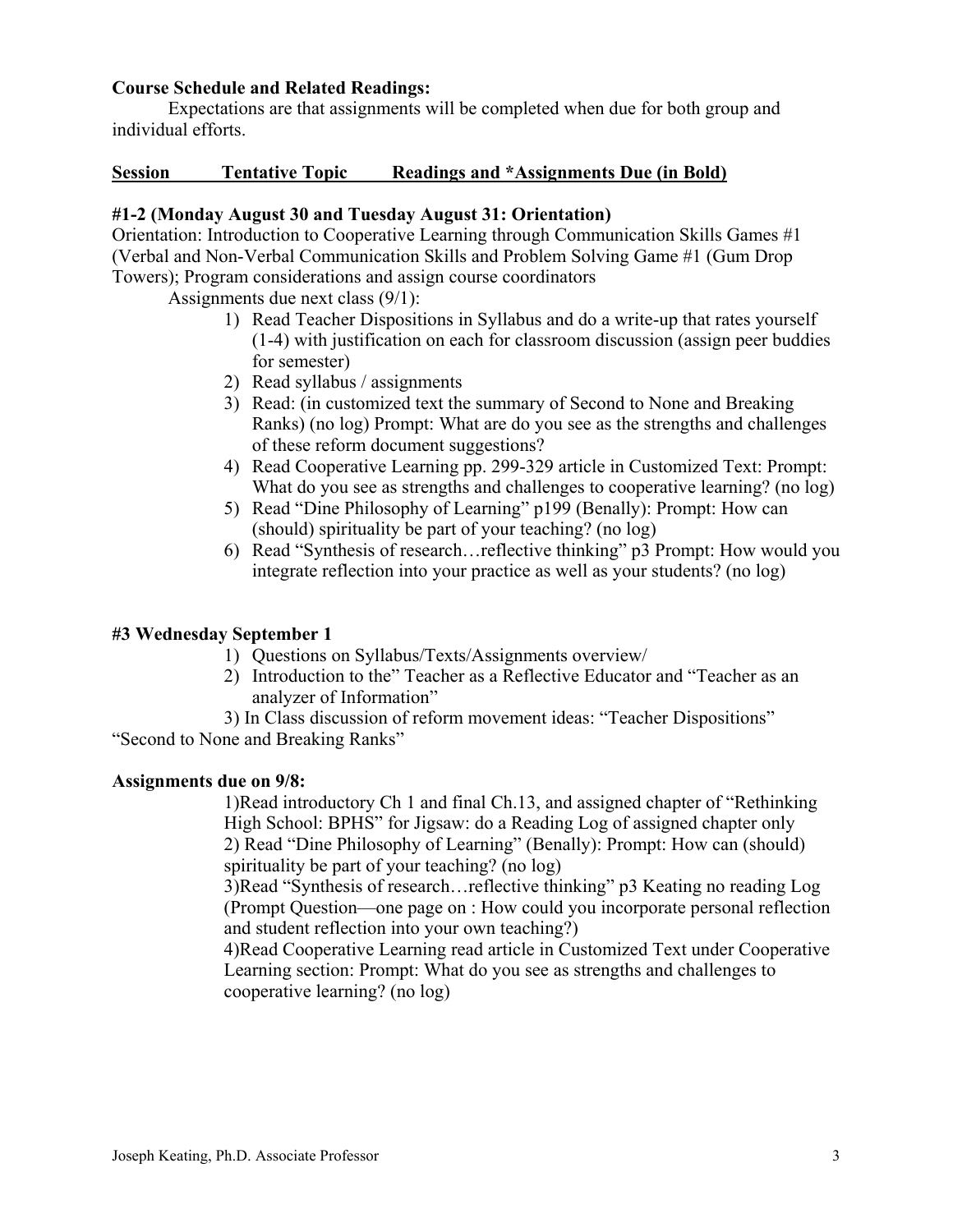**Course Schedule and Related Readings:**

Expectations are that assignments will be completed when due for both group and individual efforts.

**Session Tentative Topic Readings and *Assignments Due (in Bold)**

**#1-2 (Monday August 30 and Tuesday August 31: Orientation)**

Orientation: Introduction to Cooperative Learning through Communication Skills Games #1 (Verbal and Non-Verbal Communication Skills and Problem Solving Game #1 (Gum Drop Towers); Program considerations and assign course coordinators

Assignments due next class (9/1):

1) Read Teacher Dispositions in Syllabus and do a write-up that rates yourself (1-4) with justification on each for classroom discussion (assign peer buddies for semester)
2) Read syllabus / assignments
3) Read: (in customized text the summary of Second to None and Breaking Ranks) (no log) Prompt: What are do you see as the strengths and challenges of these reform document suggestions?
4) Read Cooperative Learning pp. 299-329 article in Customized Text: Prompt: What do you see as strengths and challenges to cooperative learning? (no log)
5) Read "Dine Philosophy of Learning" p199 (Benally): Prompt: How can (should) spirituality be part of your teaching? (no log)
6) Read "Synthesis of research…reflective thinking" p3 Prompt: How would you integrate reflection into your practice as well as your students? (no log)

**#3 Wednesday September 1**

1) Questions on Syllabus/Texts/Assignments overview/
2) Introduction to the" Teacher as a Reflective Educator and "Teacher as an analyzer of Information"
3) In Class discussion of reform movement ideas: "Teacher Dispositions" "Second to None and Breaking Ranks"

**Assignments due on 9/8:**

1)Read introductory Ch 1 and final Ch.13, and assigned chapter of "Rethinking High School: BPHS" for Jigsaw: do a Reading Log of assigned chapter only
2) Read "Dine Philosophy of Learning" (Benally): Prompt: How can (should) spirituality be part of your teaching? (no log)
3)Read "Synthesis of research…reflective thinking" p3 Keating no reading Log (Prompt Question—one page on : How could you incorporate personal reflection and student reflection into your own teaching?)
4)Read Cooperative Learning read article in Customized Text under Cooperative Learning section: Prompt: What do you see as strengths and challenges to cooperative learning? (no log)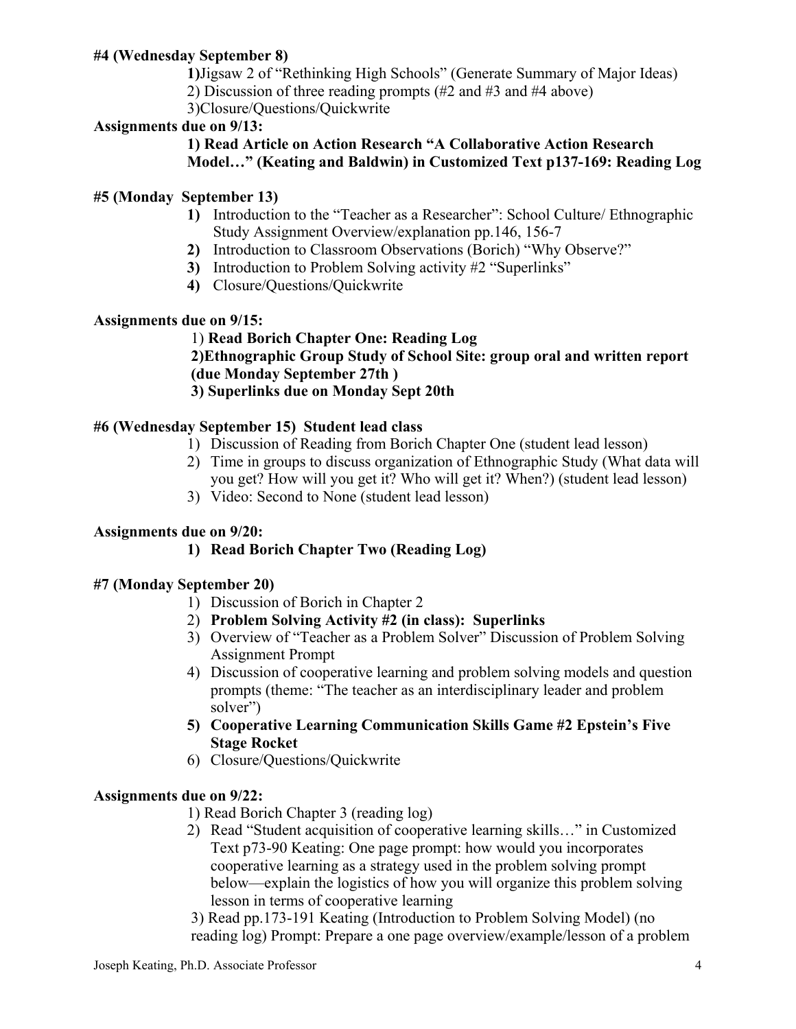**#4 (Wednesday September 8)**

**1)**Jigsaw 2 of "Rethinking High Schools" (Generate Summary of Major Ideas)
2) Discussion of three reading prompts (#2 and #3 and #4 above)
3)Closure/Questions/Quickwrite

**Assignments due on 9/13:**

**1) Read Article on Action Research "A Collaborative Action Research Model…" (Keating and Baldwin) in Customized Text p137-169: Reading Log**

**#5 (Monday September 13)**

1) Introduction to the "Teacher as a Researcher": School Culture/ Ethnographic Study Assignment Overview/explanation pp.146, 156-7
2) Introduction to Classroom Observations (Borich) "Why Observe?"
3) Introduction to Problem Solving activity #2 "Superlinks"
4) Closure/Questions/Quickwrite

**Assignments due on 9/15:**

1) **Read Borich Chapter One: Reading Log**
**2)Ethnographic Group Study of School Site: group oral and written report (due Monday September 27th )**
**3) Superlinks due on Monday Sept 20th**

**#6 (Wednesday September 15) Student lead class**

1) Discussion of Reading from Borich Chapter One (student lead lesson)
2) Time in groups to discuss organization of Ethnographic Study (What data will you get? How will you get it? Who will get it? When?) (student lead lesson)
3) Video: Second to None (student lead lesson)

**Assignments due on 9/20:**

1) **Read Borich Chapter Two (Reading Log)**

**#7 (Monday September 20)**

1) Discussion of Borich in Chapter 2
2) **Problem Solving Activity #2 (in class): Superlinks**
3) Overview of "Teacher as a Problem Solver" Discussion of Problem Solving Assignment Prompt
4) Discussion of cooperative learning and problem solving models and question prompts (theme: "The teacher as an interdisciplinary leader and problem solver")
5) **Cooperative Learning Communication Skills Game #2 Epstein's Five Stage Rocket**
6) Closure/Questions/Quickwrite

**Assignments due on 9/22:**

1) Read Borich Chapter 3 (reading log)
2) Read "Student acquisition of cooperative learning skills…" in Customized Text p73-90 Keating: One page prompt: how would you incorporates cooperative learning as a strategy used in the problem solving prompt below—explain the logistics of how you will organize this problem solving lesson in terms of cooperative learning
3) Read pp.173-191 Keating (Introduction to Problem Solving Model) (no reading log) Prompt: Prepare a one page overview/example/lesson of a problem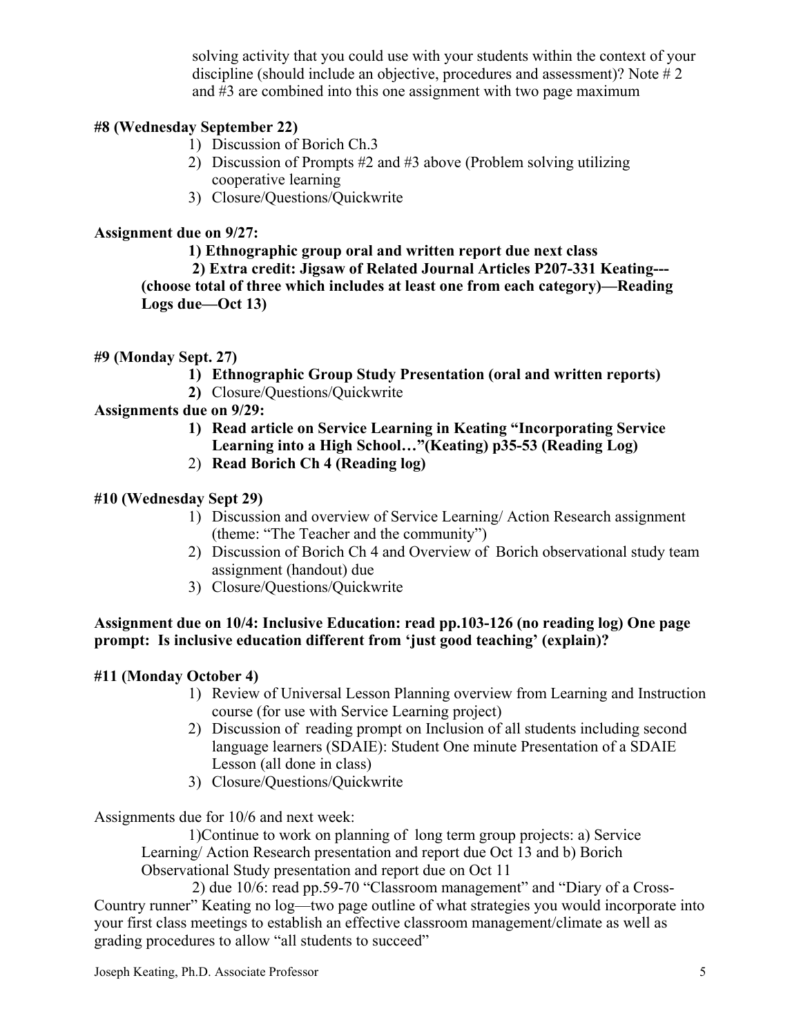solving activity that you could use with your students within the context of your discipline (should include an objective, procedures and assessment)? Note # 2 and #3 are combined into this one assignment with two page maximum

**#8 (Wednesday September 22)**

1) Discussion of Borich Ch.3
2) Discussion of Prompts #2 and #3 above (Problem solving utilizing cooperative learning
3) Closure/Questions/Quickwrite

**Assignment due on 9/27:**

**1) Ethnographic group oral and written report due next class**

**2) Extra credit: Jigsaw of Related Journal Articles P207-331 Keating---(choose total of three which includes at least one from each category)—Reading Logs due—Oct 13)**

**#9 (Monday Sept. 27)**

1) **Ethnographic Group Study Presentation (oral and written reports)**
2) Closure/Questions/Quickwrite

**Assignments due on 9/29:**

1) **Read article on Service Learning in Keating "Incorporating Service Learning into a High School…"(Keating) p35-53 (Reading Log)**
2) **Read Borich Ch 4 (Reading log)**

**#10 (Wednesday Sept 29)**

1) Discussion and overview of Service Learning/ Action Research assignment (theme: "The Teacher and the community")
2) Discussion of Borich Ch 4 and Overview of Borich observational study team assignment (handout) due
3) Closure/Questions/Quickwrite

**Assignment due on 10/4: Inclusive Education: read pp.103-126 (no reading log) One page prompt: Is inclusive education different from 'just good teaching' (explain)?**

**#11 (Monday October 4)**

1) Review of Universal Lesson Planning overview from Learning and Instruction course (for use with Service Learning project)
2) Discussion of reading prompt on Inclusion of all students including second language learners (SDAIE): Student One minute Presentation of a SDAIE Lesson (all done in class)
3) Closure/Questions/Quickwrite

Assignments due for 10/6 and next week:

1)Continue to work on planning of long term group projects: a) Service Learning/ Action Research presentation and report due Oct 13 and b) Borich Observational Study presentation and report due on Oct 11

2) due 10/6: read pp.59-70 "Classroom management" and "Diary of a Cross-Country runner" Keating no log—two page outline of what strategies you would incorporate into your first class meetings to establish an effective classroom management/climate as well as grading procedures to allow "all students to succeed"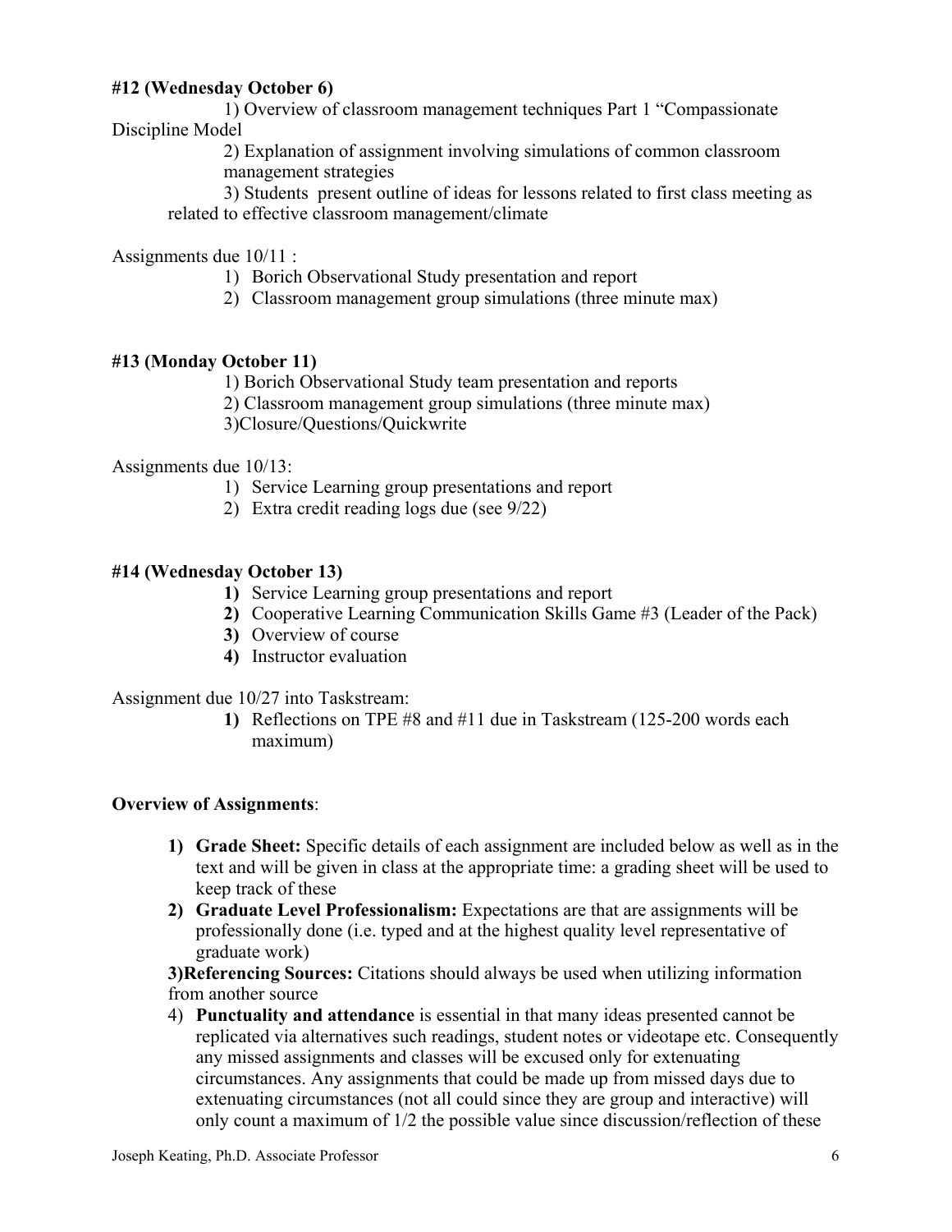**#12 (Wednesday October 6)**

1) Overview of classroom management techniques Part 1 "Compassionate Discipline Model

2) Explanation of assignment involving simulations of common classroom management strategies

3) Students present outline of ideas for lessons related to first class meeting as related to effective classroom management/climate

Assignments due 10/11 :

1) Borich Observational Study presentation and report
2) Classroom management group simulations (three minute max)

**#13 (Monday October 11)**

1) Borich Observational Study team presentation and reports

2) Classroom management group simulations (three minute max)

3)Closure/Questions/Quickwrite

Assignments due 10/13:

1) Service Learning group presentations and report
2) Extra credit reading logs due (see 9/22)

**#14 (Wednesday October 13)**

1) Service Learning group presentations and report
2) Cooperative Learning Communication Skills Game #3 (Leader of the Pack)
3) Overview of course
4) Instructor evaluation

Assignment due 10/27 into Taskstream:

1) Reflections on TPE #8 and #11 due in Taskstream (125-200 words each maximum)

**Overview of Assignments**:

1) **Grade Sheet:** Specific details of each assignment are included below as well as in the text and will be given in class at the appropriate time: a grading sheet will be used to keep track of these
2) **Graduate Level Professionalism:** Expectations are that are assignments will be professionally done (i.e. typed and at the highest quality level representative of graduate work)
3) **Referencing Sources:** Citations should always be used when utilizing information from another source
4) **Punctuality and attendance** is essential in that many ideas presented cannot be replicated via alternatives such readings, student notes or videotape etc. Consequently any missed assignments and classes will be excused only for extenuating circumstances. Any assignments that could be made up from missed days due to extenuating circumstances (not all could since they are group and interactive) will only count a maximum of 1/2 the possible value since discussion/reflection of these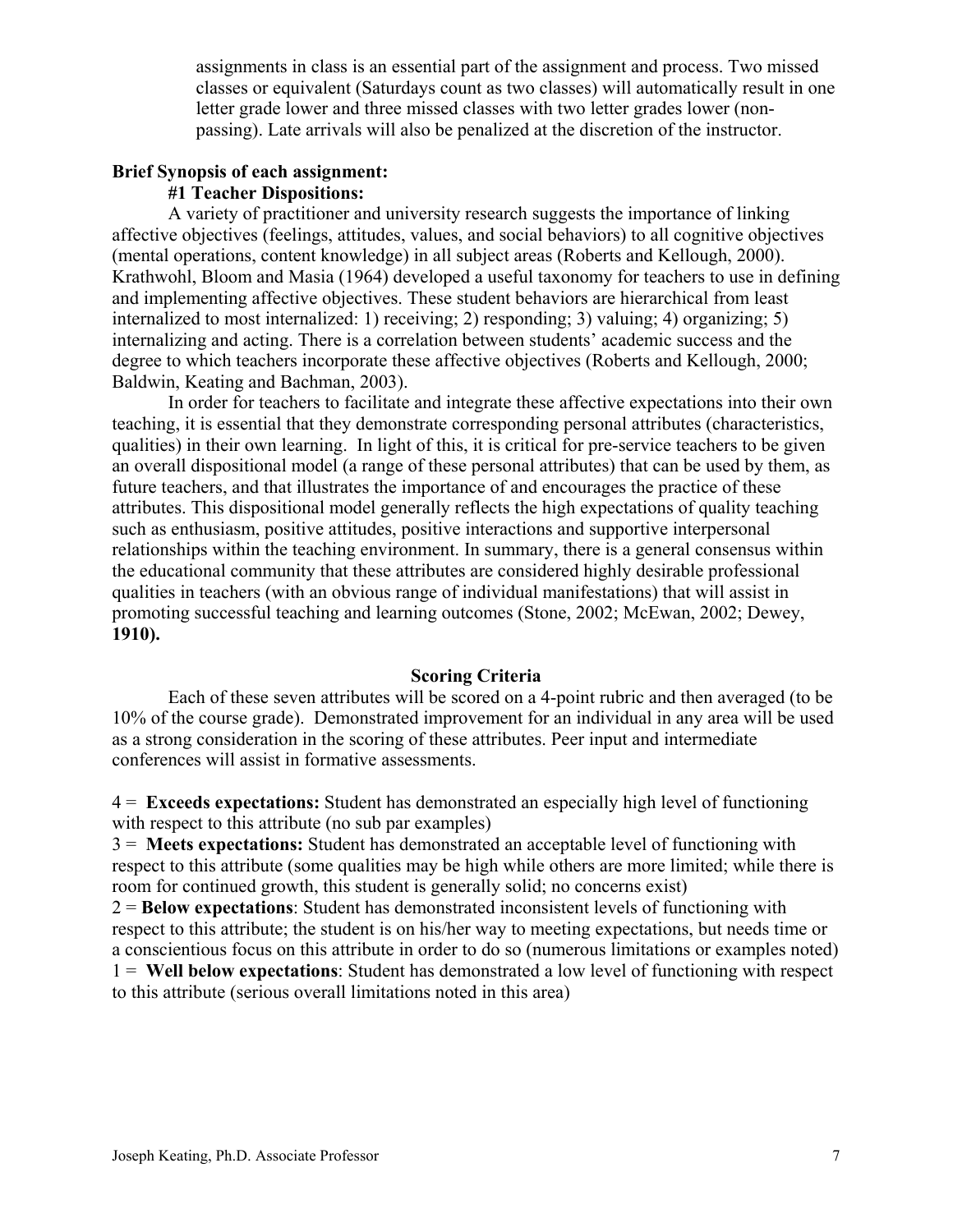assignments in class is an essential part of the assignment and process. Two missed classes or equivalent (Saturdays count as two classes) will automatically result in one letter grade lower and three missed classes with two letter grades lower (non-passing). Late arrivals will also be penalized at the discretion of the instructor.

**Brief Synopsis of each assignment:**

**#1 Teacher Dispositions:**

A variety of practitioner and university research suggests the importance of linking affective objectives (feelings, attitudes, values, and social behaviors) to all cognitive objectives (mental operations, content knowledge) in all subject areas (Roberts and Kellough, 2000). Krathwohl, Bloom and Masia (1964) developed a useful taxonomy for teachers to use in defining and implementing affective objectives. These student behaviors are hierarchical from least internalized to most internalized: 1) receiving; 2) responding; 3) valuing; 4) organizing; 5) internalizing and acting. There is a correlation between students' academic success and the degree to which teachers incorporate these affective objectives (Roberts and Kellough, 2000; Baldwin, Keating and Bachman, 2003).

In order for teachers to facilitate and integrate these affective expectations into their own teaching, it is essential that they demonstrate corresponding personal attributes (characteristics, qualities) in their own learning. In light of this, it is critical for pre-service teachers to be given an overall dispositional model (a range of these personal attributes) that can be used by them, as future teachers, and that illustrates the importance of and encourages the practice of these attributes. This dispositional model generally reflects the high expectations of quality teaching such as enthusiasm, positive attitudes, positive interactions and supportive interpersonal relationships within the teaching environment. In summary, there is a general consensus within the educational community that these attributes are considered highly desirable professional qualities in teachers (with an obvious range of individual manifestations) that will assist in promoting successful teaching and learning outcomes (Stone, 2002; McEwan, 2002; Dewey, **1910).**

**Scoring Criteria**

Each of these seven attributes will be scored on a 4-point rubric and then averaged (to be 10% of the course grade). Demonstrated improvement for an individual in any area will be used as a strong consideration in the scoring of these attributes. Peer input and intermediate conferences will assist in formative assessments.

4 = **Exceeds expectations:** Student has demonstrated an especially high level of functioning with respect to this attribute (no sub par examples)

3 = **Meets expectations:** Student has demonstrated an acceptable level of functioning with respect to this attribute (some qualities may be high while others are more limited; while there is room for continued growth, this student is generally solid; no concerns exist)

2 = **Below expectations**: Student has demonstrated inconsistent levels of functioning with respect to this attribute; the student is on his/her way to meeting expectations, but needs time or a conscientious focus on this attribute in order to do so (numerous limitations or examples noted)

1 = **Well below expectations**: Student has demonstrated a low level of functioning with respect to this attribute (serious overall limitations noted in this area)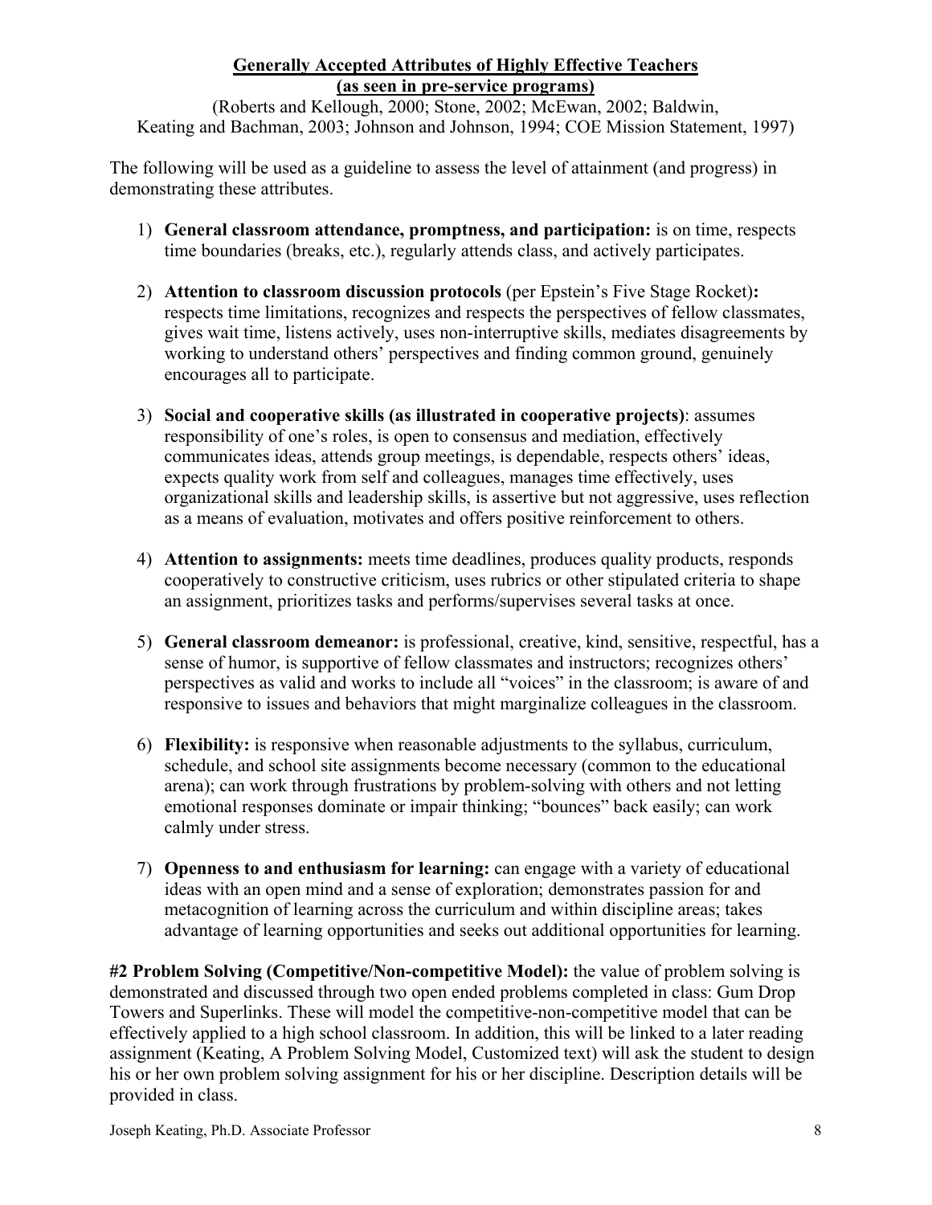## Generally Accepted Attributes of Highly Effective Teachers (as seen in pre-service programs)

(Roberts and Kellough, 2000; Stone, 2002; McEwan, 2002; Baldwin, Keating and Bachman, 2003; Johnson and Johnson, 1994; COE Mission Statement, 1997)

The following will be used as a guideline to assess the level of attainment (and progress) in demonstrating these attributes.

1) **General classroom attendance, promptness, and participation:** is on time, respects time boundaries (breaks, etc.), regularly attends class, and actively participates.

2) **Attention to classroom discussion protocols** (per Epstein's Five Stage Rocket)**:** respects time limitations, recognizes and respects the perspectives of fellow classmates, gives wait time, listens actively, uses non-interruptive skills, mediates disagreements by working to understand others' perspectives and finding common ground, genuinely encourages all to participate.

3) **Social and cooperative skills (as illustrated in cooperative projects)**: assumes responsibility of one's roles, is open to consensus and mediation, effectively communicates ideas, attends group meetings, is dependable, respects others' ideas, expects quality work from self and colleagues, manages time effectively, uses organizational skills and leadership skills, is assertive but not aggressive, uses reflection as a means of evaluation, motivates and offers positive reinforcement to others.

4) **Attention to assignments:** meets time deadlines, produces quality products, responds cooperatively to constructive criticism, uses rubrics or other stipulated criteria to shape an assignment, prioritizes tasks and performs/supervises several tasks at once.

5) **General classroom demeanor:** is professional, creative, kind, sensitive, respectful, has a sense of humor, is supportive of fellow classmates and instructors; recognizes others' perspectives as valid and works to include all "voices" in the classroom; is aware of and responsive to issues and behaviors that might marginalize colleagues in the classroom.

6) **Flexibility:** is responsive when reasonable adjustments to the syllabus, curriculum, schedule, and school site assignments become necessary (common to the educational arena); can work through frustrations by problem-solving with others and not letting emotional responses dominate or impair thinking; "bounces" back easily; can work calmly under stress.

7) **Openness to and enthusiasm for learning:** can engage with a variety of educational ideas with an open mind and a sense of exploration; demonstrates passion for and metacognition of learning across the curriculum and within discipline areas; takes advantage of learning opportunities and seeks out additional opportunities for learning.

**#2 Problem Solving (Competitive/Non-competitive Model):** the value of problem solving is demonstrated and discussed through two open ended problems completed in class: Gum Drop Towers and Superlinks. These will model the competitive-non-competitive model that can be effectively applied to a high school classroom. In addition, this will be linked to a later reading assignment (Keating, A Problem Solving Model, Customized text) will ask the student to design his or her own problem solving assignment for his or her discipline. Description details will be provided in class.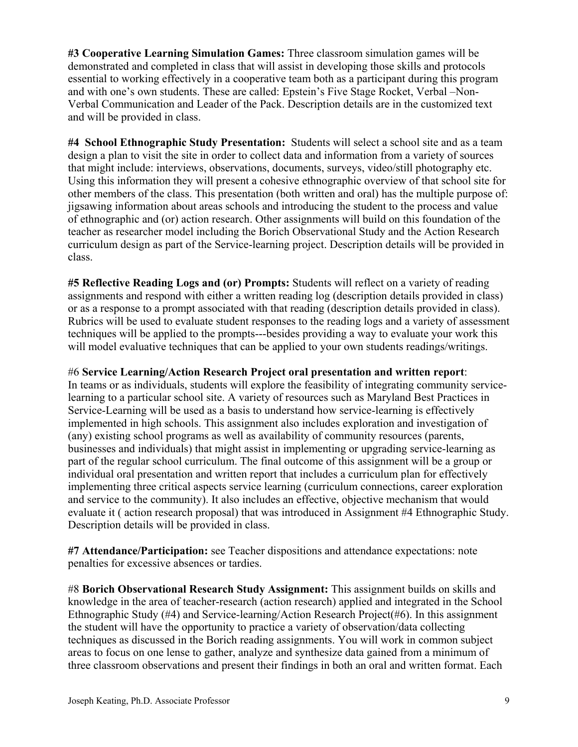**#3 Cooperative Learning Simulation Games:** Three classroom simulation games will be demonstrated and completed in class that will assist in developing those skills and protocols essential to working effectively in a cooperative team both as a participant during this program and with one's own students. These are called: Epstein's Five Stage Rocket, Verbal –Non-Verbal Communication and Leader of the Pack. Description details are in the customized text and will be provided in class.

**#4 School Ethnographic Study Presentation:** Students will select a school site and as a team design a plan to visit the site in order to collect data and information from a variety of sources that might include: interviews, observations, documents, surveys, video/still photography etc. Using this information they will present a cohesive ethnographic overview of that school site for other members of the class. This presentation (both written and oral) has the multiple purpose of: jigsawing information about areas schools and introducing the student to the process and value of ethnographic and (or) action research. Other assignments will build on this foundation of the teacher as researcher model including the Borich Observational Study and the Action Research curriculum design as part of the Service-learning project. Description details will be provided in class.

**#5 Reflective Reading Logs and (or) Prompts:** Students will reflect on a variety of reading assignments and respond with either a written reading log (description details provided in class) or as a response to a prompt associated with that reading (description details provided in class). Rubrics will be used to evaluate student responses to the reading logs and a variety of assessment techniques will be applied to the prompts---besides providing a way to evaluate your work this will model evaluative techniques that can be applied to your own students readings/writings.

#6 **Service Learning/Action Research Project oral presentation and written report**:
In teams or as individuals, students will explore the feasibility of integrating community service-learning to a particular school site. A variety of resources such as Maryland Best Practices in Service-Learning will be used as a basis to understand how service-learning is effectively implemented in high schools. This assignment also includes exploration and investigation of (any) existing school programs as well as availability of community resources (parents, businesses and individuals) that might assist in implementing or upgrading service-learning as part of the regular school curriculum. The final outcome of this assignment will be a group or individual oral presentation and written report that includes a curriculum plan for effectively implementing three critical aspects service learning (curriculum connections, career exploration and service to the community). It also includes an effective, objective mechanism that would evaluate it ( action research proposal) that was introduced in Assignment #4 Ethnographic Study. Description details will be provided in class.

**#7 Attendance/Participation:** see Teacher dispositions and attendance expectations: note penalties for excessive absences or tardies.

#8 **Borich Observational Research Study Assignment:** This assignment builds on skills and knowledge in the area of teacher-research (action research) applied and integrated in the School Ethnographic Study (#4) and Service-learning/Action Research Project(#6). In this assignment the student will have the opportunity to practice a variety of observation/data collecting techniques as discussed in the Borich reading assignments. You will work in common subject areas to focus on one lense to gather, analyze and synthesize data gained from a minimum of three classroom observations and present their findings in both an oral and written format. Each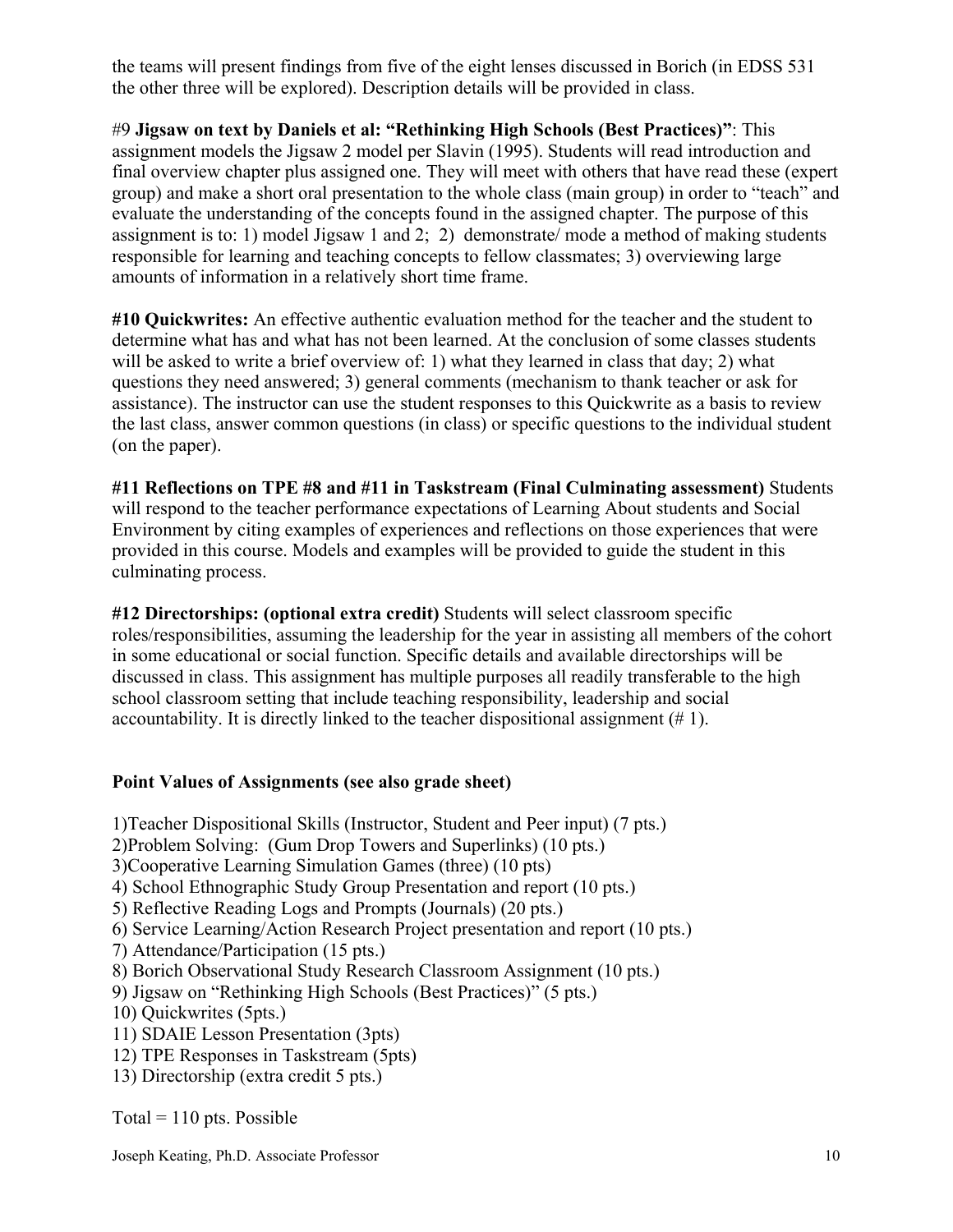the teams will present findings from five of the eight lenses discussed in Borich (in EDSS 531 the other three will be explored). Description details will be provided in class.

#9 **Jigsaw on text by Daniels et al: "Rethinking High Schools (Best Practices)"**: This assignment models the Jigsaw 2 model per Slavin (1995). Students will read introduction and final overview chapter plus assigned one. They will meet with others that have read these (expert group) and make a short oral presentation to the whole class (main group) in order to "teach" and evaluate the understanding of the concepts found in the assigned chapter. The purpose of this assignment is to: 1) model Jigsaw 1 and 2; 2) demonstrate/ mode a method of making students responsible for learning and teaching concepts to fellow classmates; 3) overviewing large amounts of information in a relatively short time frame.

**#10 Quickwrites:** An effective authentic evaluation method for the teacher and the student to determine what has and what has not been learned. At the conclusion of some classes students will be asked to write a brief overview of: 1) what they learned in class that day; 2) what questions they need answered; 3) general comments (mechanism to thank teacher or ask for assistance). The instructor can use the student responses to this Quickwrite as a basis to review the last class, answer common questions (in class) or specific questions to the individual student (on the paper).

**#11 Reflections on TPE #8 and #11 in Taskstream (Final Culminating assessment)** Students will respond to the teacher performance expectations of Learning About students and Social Environment by citing examples of experiences and reflections on those experiences that were provided in this course. Models and examples will be provided to guide the student in this culminating process.

**#12 Directorships: (optional extra credit)** Students will select classroom specific roles/responsibilities, assuming the leadership for the year in assisting all members of the cohort in some educational or social function. Specific details and available directorships will be discussed in class. This assignment has multiple purposes all readily transferable to the high school classroom setting that include teaching responsibility, leadership and social accountability. It is directly linked to the teacher dispositional assignment (# 1).

**Point Values of Assignments (see also grade sheet)**

1)Teacher Dispositional Skills (Instructor, Student and Peer input) (7 pts.)
2)Problem Solving: (Gum Drop Towers and Superlinks) (10 pts.)
3)Cooperative Learning Simulation Games (three) (10 pts)
4) School Ethnographic Study Group Presentation and report (10 pts.)
5) Reflective Reading Logs and Prompts (Journals) (20 pts.)
6) Service Learning/Action Research Project presentation and report (10 pts.)
7) Attendance/Participation (15 pts.)
8) Borich Observational Study Research Classroom Assignment (10 pts.)
9) Jigsaw on "Rethinking High Schools (Best Practices)" (5 pts.)
10) Quickwrites (5pts.)
11) SDAIE Lesson Presentation (3pts)
12) TPE Responses in Taskstream (5pts)
13) Directorship (extra credit 5 pts.)

Total = 110 pts. Possible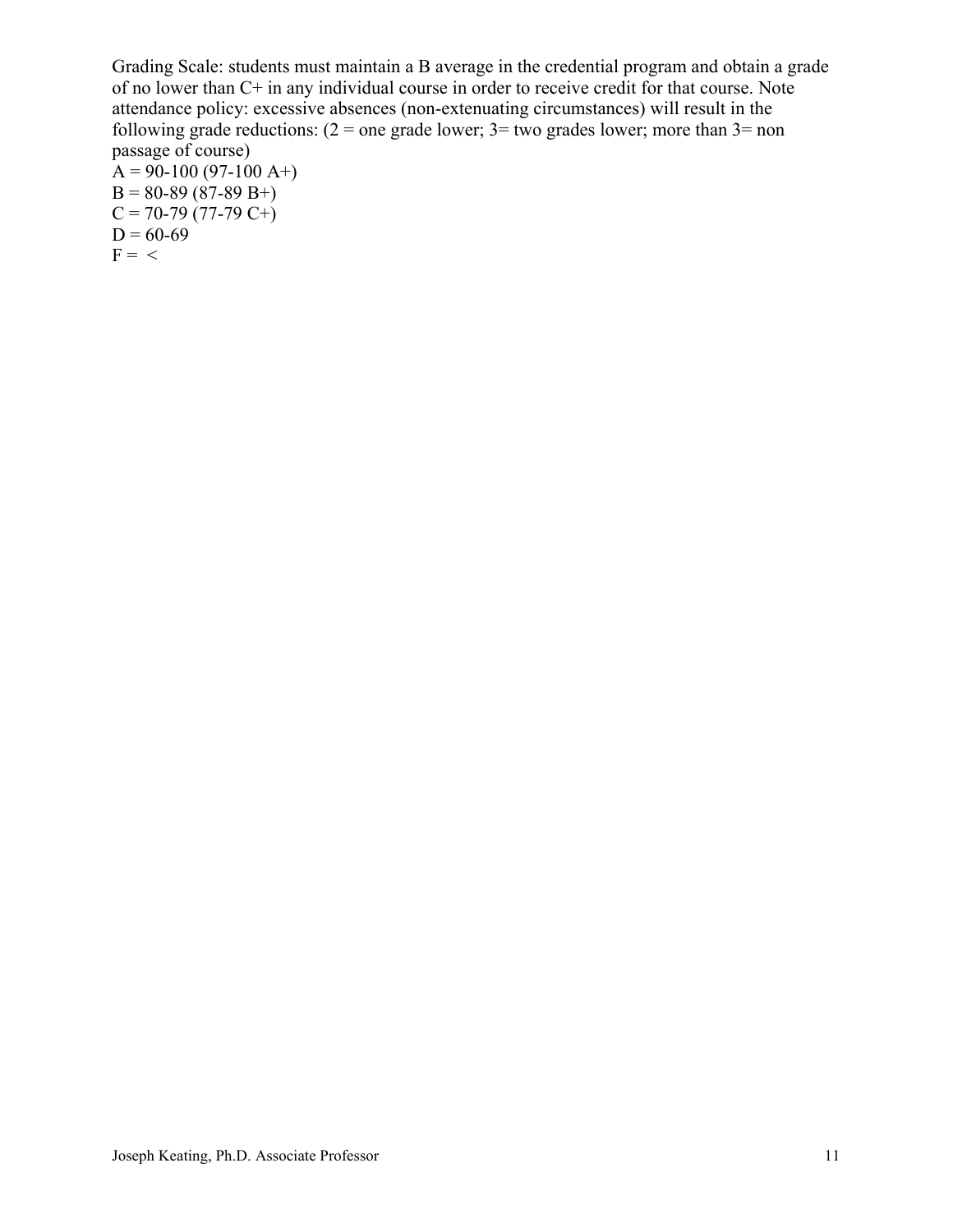Grading Scale: students must maintain a B average in the credential program and obtain a grade of no lower than C+ in any individual course in order to receive credit for that course. Note attendance policy: excessive absences (non-extenuating circumstances) will result in the following grade reductions: (2 = one grade lower; 3= two grades lower; more than 3= non passage of course)

A = 90-100 (97-100 A+)
B = 80-89 (87-89 B+)
C = 70-79 (77-79 C+)
D = 60-69
F = <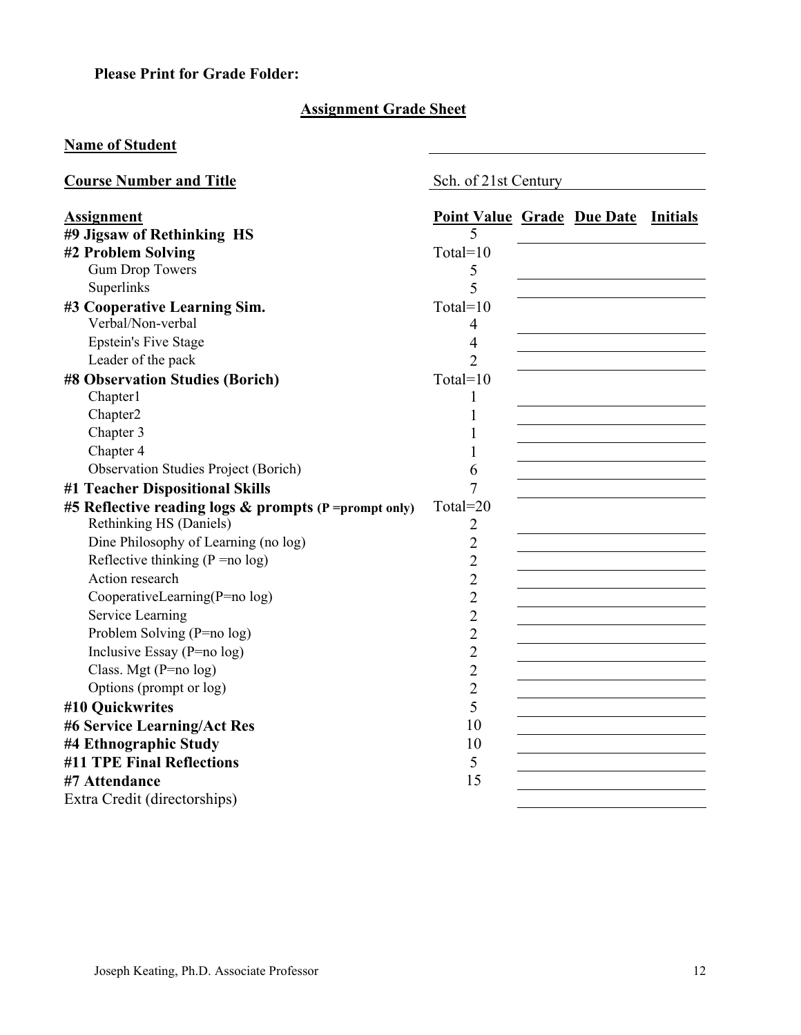**Please Print for Grade Folder:**

## Assignment Grade Sheet

**Name of Student** ______________________________

**Course Number and Title** Sch. of 21st Century

| Assignment | Point Value | Grade | Due Date | Initials |
|---|---|---|---|---|
| **#9 Jigsaw of Rethinking HS** | 5 | | | |
| **#2 Problem Solving** | Total=10 | | | |
| Gum Drop Towers | 5 | | | |
| Superlinks | 5 | | | |
| **#3 Cooperative Learning Sim.** | Total=10 | | | |
| Verbal/Non-verbal | 4 | | | |
| Epstein's Five Stage | 4 | | | |
| Leader of the pack | 2 | | | |
| **#8 Observation Studies (Borich)** | Total=10 | | | |
| Chapter1 | 1 | | | |
| Chapter2 | 1 | | | |
| Chapter 3 | 1 | | | |
| Chapter 4 | 1 | | | |
| Observation Studies Project (Borich) | 6 | | | |
| **#1 Teacher Dispositional Skills** | 7 | | | |
| **#5 Reflective reading logs & prompts (P =prompt only)** | Total=20 | | | |
| Rethinking HS (Daniels) | 2 | | | |
| Dine Philosophy of Learning (no log) | 2 | | | |
| Reflective thinking (P =no log) | 2 | | | |
| Action research | 2 | | | |
| CooperativeLearning(P=no log) | 2 | | | |
| Service Learning | 2 | | | |
| Problem Solving (P=no log) | 2 | | | |
| Inclusive Essay (P=no log) | 2 | | | |
| Class. Mgt (P=no log) | 2 | | | |
| Options (prompt or log) | 2 | | | |
| **#10 Quickwrites** | 5 | | | |
| **#6 Service Learning/Act Res** | 10 | | | |
| **#4 Ethnographic Study** | 10 | | | |
| **#11 TPE Final Reflections** | 5 | | | |
| **#7 Attendance** | 15 | | | |
| Extra Credit (directorships) | | | | |

Joseph Keating, Ph.D. Associate Professor